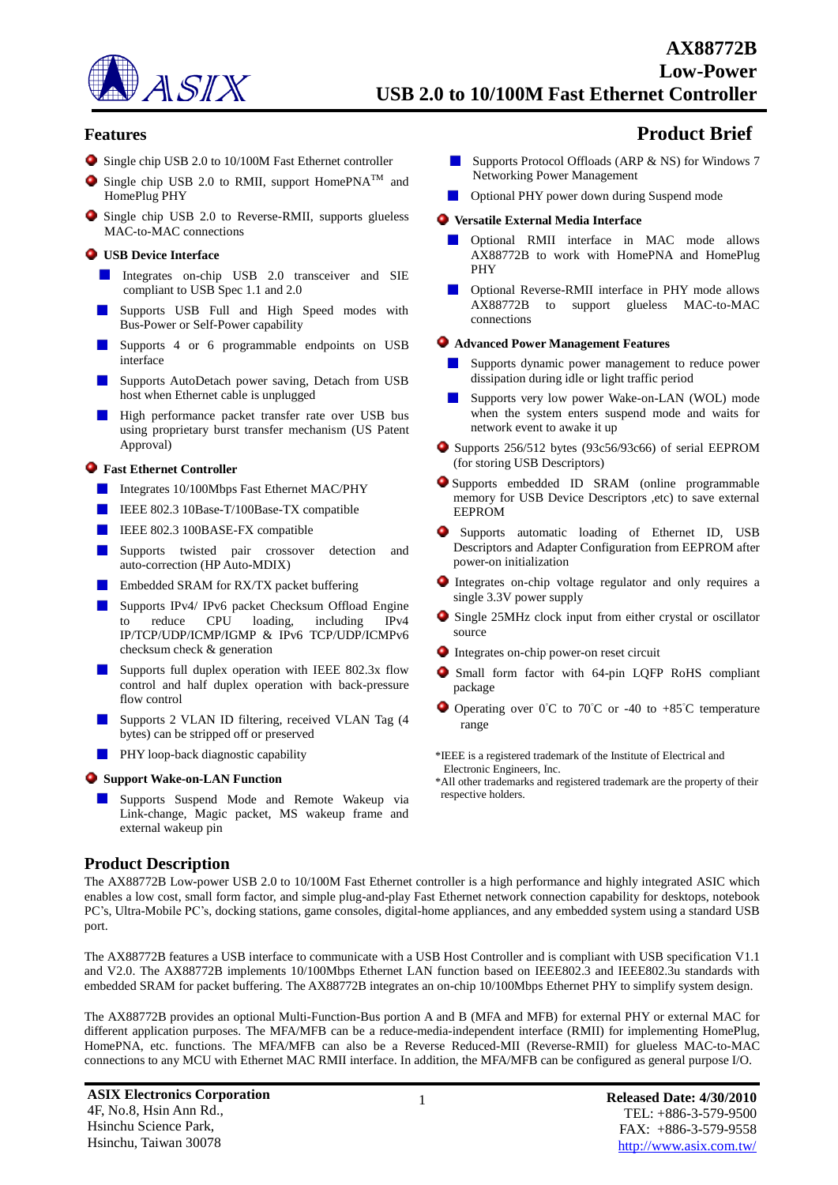# AX88772B Low-Power USB 2.0 to 10/100M Fast Ethernet Controller

## Features

- Single chip USB 2.0 to 10/100M Fast Ethernet controller
- Single chip USB 2.0 to RMII, support HomePNA™ and HomePlug PHY
- Single chip USB 2.0 to Reverse-RMII, supports glueless MAC-to-MAC connections
- **USB Device Interface**
  - Integrates on-chip USB 2.0 transceiver and SIE compliant to USB Spec 1.1 and 2.0
  - Supports USB Full and High Speed modes with Bus-Power or Self-Power capability
  - Supports 4 or 6 programmable endpoints on USB interface
  - Supports AutoDetach power saving, Detach from USB host when Ethernet cable is unplugged
  - High performance packet transfer rate over USB bus using proprietary burst transfer mechanism (US Patent Approval)
- **Fast Ethernet Controller**
  - Integrates 10/100Mbps Fast Ethernet MAC/PHY
  - IEEE 802.3 10Base-T/100Base-TX compatible
  - IEEE 802.3 100BASE-FX compatible
  - Supports twisted pair crossover detection and auto-correction (HP Auto-MDIX)
  - Embedded SRAM for RX/TX packet buffering
  - Supports IPv4/ IPv6 packet Checksum Offload Engine to reduce CPU loading, including IPv4 IP/TCP/UDP/ICMP/IGMP & IPv6 TCP/UDP/ICMPv6 checksum check & generation
  - Supports full duplex operation with IEEE 802.3x flow control and half duplex operation with back-pressure flow control
  - Supports 2 VLAN ID filtering, received VLAN Tag (4 bytes) can be stripped off or preserved
  - PHY loop-back diagnostic capability
- **Support Wake-on-LAN Function**
  - Supports Suspend Mode and Remote Wakeup via Link-change, Magic packet, MS wakeup frame and external wakeup pin
  - Supports Protocol Offloads (ARP & NS) for Windows 7 Networking Power Management
  - Optional PHY power down during Suspend mode
- **Versatile External Media Interface**
  - Optional RMII interface in MAC mode allows AX88772B to work with HomePNA and HomePlug PHY
  - Optional Reverse-RMII interface in PHY mode allows AX88772B to support glueless MAC-to-MAC connections
- **Advanced Power Management Features**
  - Supports dynamic power management to reduce power dissipation during idle or light traffic period
  - Supports very low power Wake-on-LAN (WOL) mode when the system enters suspend mode and waits for network event to awake it up
- Supports 256/512 bytes (93c56/93c66) of serial EEPROM (for storing USB Descriptors)
- Supports embedded ID SRAM (online programmable memory for USB Device Descriptors ,etc) to save external EEPROM
- Supports automatic loading of Ethernet ID, USB Descriptors and Adapter Configuration from EEPROM after power-on initialization
- Integrates on-chip voltage regulator and only requires a single 3.3V power supply
- Single 25MHz clock input from either crystal or oscillator source
- Integrates on-chip power-on reset circuit
- Small form factor with 64-pin LQFP RoHS compliant package
- Operating over 0°C to 70°C or -40 to +85°C temperature range

*IEEE is a registered trademark of the Institute of Electrical and Electronic Engineers, Inc.
*All other trademarks and registered trademark are the property of their respective holders.

## Product Brief

## Product Description

The AX88772B Low-power USB 2.0 to 10/100M Fast Ethernet controller is a high performance and highly integrated ASIC which enables a low cost, small form factor, and simple plug-and-play Fast Ethernet network connection capability for desktops, notebook PC's, Ultra-Mobile PC's, docking stations, game consoles, digital-home appliances, and any embedded system using a standard USB port.

The AX88772B features a USB interface to communicate with a USB Host Controller and is compliant with USB specification V1.1 and V2.0. The AX88772B implements 10/100Mbps Ethernet LAN function based on IEEE802.3 and IEEE802.3u standards with embedded SRAM for packet buffering. The AX88772B integrates an on-chip 10/100Mbps Ethernet PHY to simplify system design.

The AX88772B provides an optional Multi-Function-Bus portion A and B (MFA and MFB) for external PHY or external MAC for different application purposes. The MFA/MFB can be a reduce-media-independent interface (RMII) for implementing HomePlug, HomePNA, etc. functions. The MFA/MFB can also be a Reverse Reduced-MII (Reverse-RMII) for glueless MAC-to-MAC connections to any MCU with Ethernet MAC RMII interface. In addition, the MFA/MFB can be configured as general purpose I/O.

**ASIX Electronics Corporation**
4F, No.8, Hsin Ann Rd.,
Hsinchu Science Park,
Hsinchu, Taiwan 30078

**Released Date: 4/30/2010**
TEL: +886-3-579-9500
FAX: +886-3-579-9558
http://www.asix.com.tw/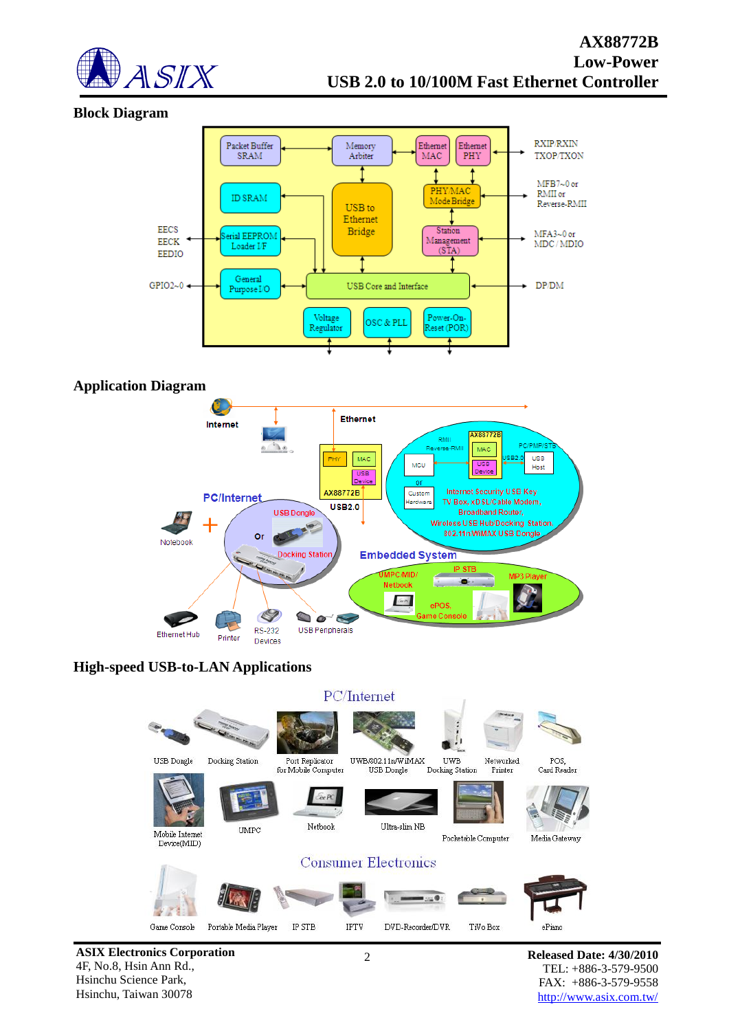## Block Diagram

Packet Buffer SRAM
Memory Arbiter
Ethernet MAC
Ethernet PHY
RXIP/RXIN
TXOP/TXON
ID SRAM
USB to Ethernet Bridge
PHY/MAC Mode Bridge
MFB7~0 or
RMII or
Reverse-RMII
EECS
EECK
EEDIO
Serial EEPROM Loader I/F
Station Management (STA)
MFA3~0 or
MDC / MDIO
GPIO2~0
General Purpose I/O
USB Core and Interface
DP DM
Voltage Regulator
OSC & PLL
Power-On-Reset (POR)

## Application Diagram

Internet
Ethernet
PHY
MAC
USB Device
AX88772B
USB2.0
RMII
Reverse-RMII
AX88772B
MAC
USB Device
MCU
or
Custom Hardware
USB2.0
USB Host
PC/PMP/STB
Internet Security USB Key
TV Box, xDSL/Cable Modem,
Broadband Router,
Wireless USB Hub/Docking Station,
802.11n/WiMAX USB Dongle
PC/Internet
USB Dongle
Or
Docking Station
Notebook
Embedded System
UMPC/MID/
Netbook
IP STB
MP3 Player
ePOS,
Game Console
Ethernet Hub
Printer
RS-232
Devices
USB Peripherals

## High-speed USB-to-LAN Applications

PC/Internet

USB Dongle
Docking Station
Port Replicator for Mobile Computer
UWB/802.11n/WiMAX USB Dongle
UWB Docking Station
Networked Printer
POS, Card Reader
Mobile Internet Device(MID)
UMPC
Netbook
Ultra-slim NB
Pocketable Computer
Media Gateway

Consumer Electronics

Game Console
Portable Media Player
IP STB
IPTV
DVD-Recorder/DVR
TiVo Box
ePiano

**ASIX Electronics Corporation**
4F, No.8, Hsin Ann Rd.,
Hsinchu Science Park,
Hsinchu, Taiwan 30078

**Released Date: 4/30/2010**
TEL: +886-3-579-9500
FAX: +886-3-579-9558
http://www.asix.com.tw/